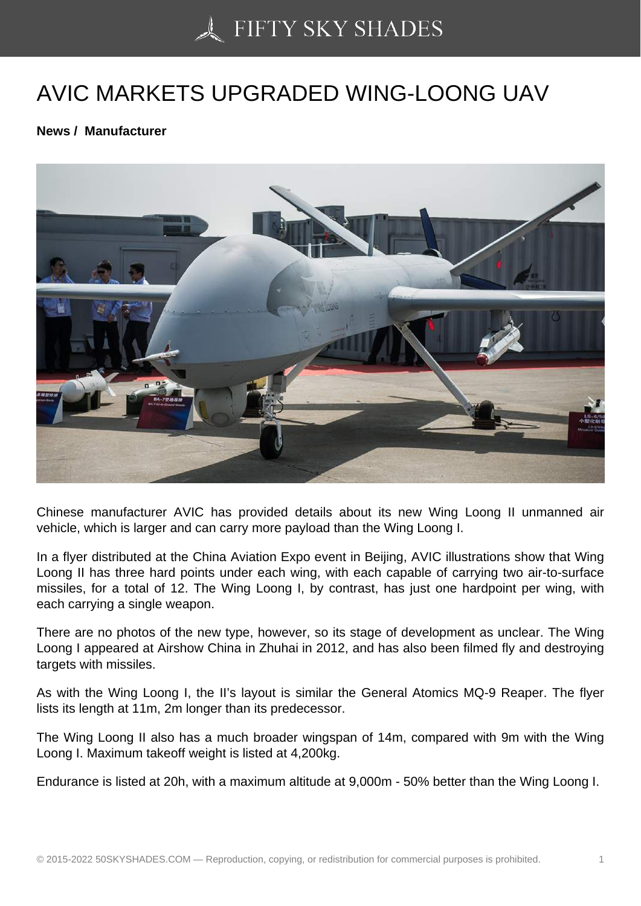# AVIC MARKETS UPGRADED WING-LOONG UAV

**News / Manufacturer**

Chinese manufacturer AVIC has provided details about its new Wing Loong II unmanned air vehicle, which is larger and can carry more payload than the Wing Loong I.

In a flyer distributed at the China Aviation Expo event in Beijing, AVIC illustrations show that Wing Loong II has three hard points under each wing, with each capable of carrying two air-to-surface missiles, for a total of 12. The Wing Loong I, by contrast, has just one hardpoint per wing, with each carrying a single weapon.

There are no photos of the new type, however, so its stage of development as unclear. The Wing Loong I appeared at Airshow China in Zhuhai in 2012, and has also been filmed fly and destroying targets with missiles.

As with the Wing Loong I, the II's layout is similar the General Atomics MQ-9 Reaper. The flyer lists its length at 11m, 2m longer than its predecessor.

The Wing Loong II also has a much broader wingspan of 14m, compared with 9m with the Wing Loong I. Maximum takeoff weight is listed at 4,200kg.

Endurance is listed at 20h, with a maximum altitude at 9,000m - 50% better than the Wing Loong I.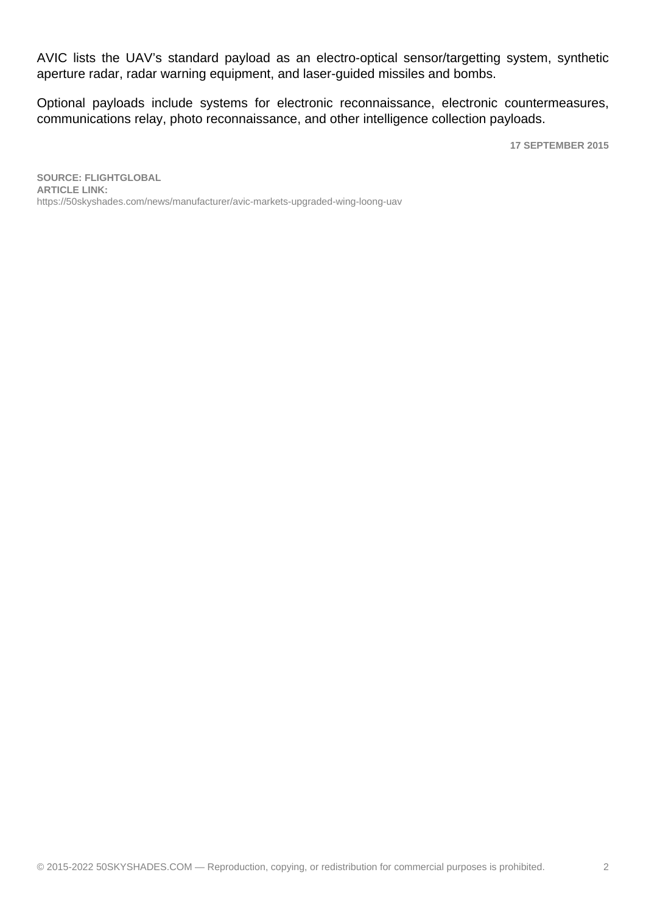AVIC lists the UAV's standard payload as an electro-optical sensor/targetting system, synthetic aperture radar, radar warning equipment, and laser-guided missiles and bombs.

Optional payloads include systems for electronic reconnaissance, electronic countermeasures, communications relay, photo reconnaissance, and other intelligence collection payloads.

**17 SEPTEMBER 2015**

**SOURCE: FLIGHTGLOBAL**
**ARTICLE LINK:**
https://50skyshades.com/news/manufacturer/avic-markets-upgraded-wing-loong-uav